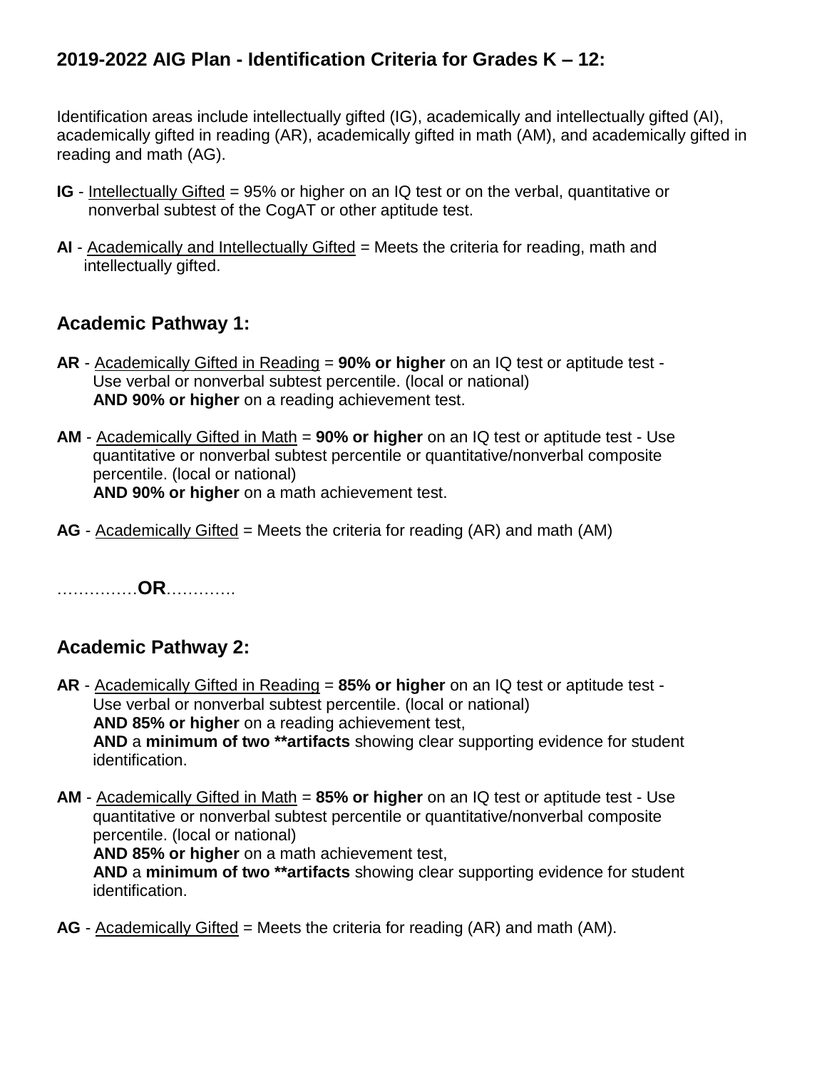## 2019-2022 AIG Plan - Identification Criteria for Grades K – 12:

Identification areas include intellectually gifted (IG), academically and intellectually gifted (AI), academically gifted in reading (AR), academically gifted in math (AM), and academically gifted in reading and math (AG).

**IG** - <u>Intellectually Gifted</u> = 95% or higher on an IQ test or on the verbal, quantitative or nonverbal subtest of the CogAT or other aptitude test.

**AI** - <u>Academically and Intellectually Gifted</u> = Meets the criteria for reading, math and intellectually gifted.

### Academic Pathway 1:

**AR** - <u>Academically Gifted in Reading</u> = **90% or higher** on an IQ test or aptitude test - Use verbal or nonverbal subtest percentile. (local or national)
**AND 90% or higher** on a reading achievement test.

**AM** - <u>Academically Gifted in Math</u> = **90% or higher** on an IQ test or aptitude test - Use quantitative or nonverbal subtest percentile or quantitative/nonverbal composite percentile. (local or national)
**AND 90% or higher** on a math achievement test.

**AG** - <u>Academically Gifted</u> = Meets the criteria for reading (AR) and math (AM)

……………**OR**………….

### Academic Pathway 2:

**AR** - <u>Academically Gifted in Reading</u> = **85% or higher** on an IQ test or aptitude test - Use verbal or nonverbal subtest percentile. (local or national)
**AND 85% or higher** on a reading achievement test,
**AND** a **minimum of two **artifacts** showing clear supporting evidence for student identification.

**AM** - <u>Academically Gifted in Math</u> = **85% or higher** on an IQ test or aptitude test - Use quantitative or nonverbal subtest percentile or quantitative/nonverbal composite percentile. (local or national)
**AND 85% or higher** on a math achievement test,
**AND** a **minimum of two **artifacts** showing clear supporting evidence for student identification.

**AG** - <u>Academically Gifted</u> = Meets the criteria for reading (AR) and math (AM).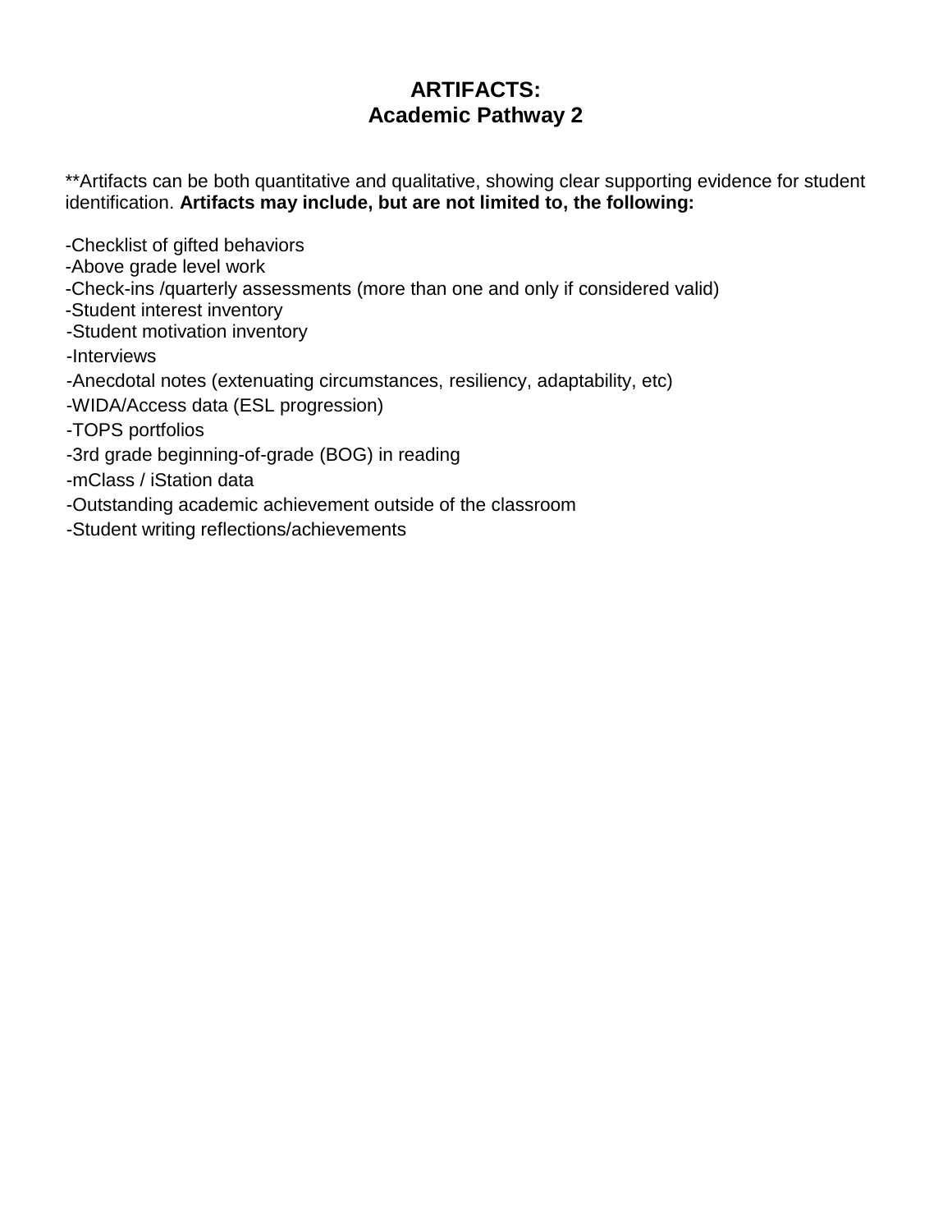# ARTIFACTS:
## Academic Pathway 2

**Artifacts can be both quantitative and qualitative, showing clear supporting evidence for student identification. **Artifacts may include, but are not limited to, the following:**

-Checklist of gifted behaviors
-Above grade level work
-Check-ins /quarterly assessments (more than one and only if considered valid)
-Student interest inventory
-Student motivation inventory
-Interviews
-Anecdotal notes (extenuating circumstances, resiliency, adaptability, etc)
-WIDA/Access data (ESL progression)
-TOPS portfolios
-3rd grade beginning-of-grade (BOG) in reading
-mClass / iStation data
-Outstanding academic achievement outside of the classroom
-Student writing reflections/achievements